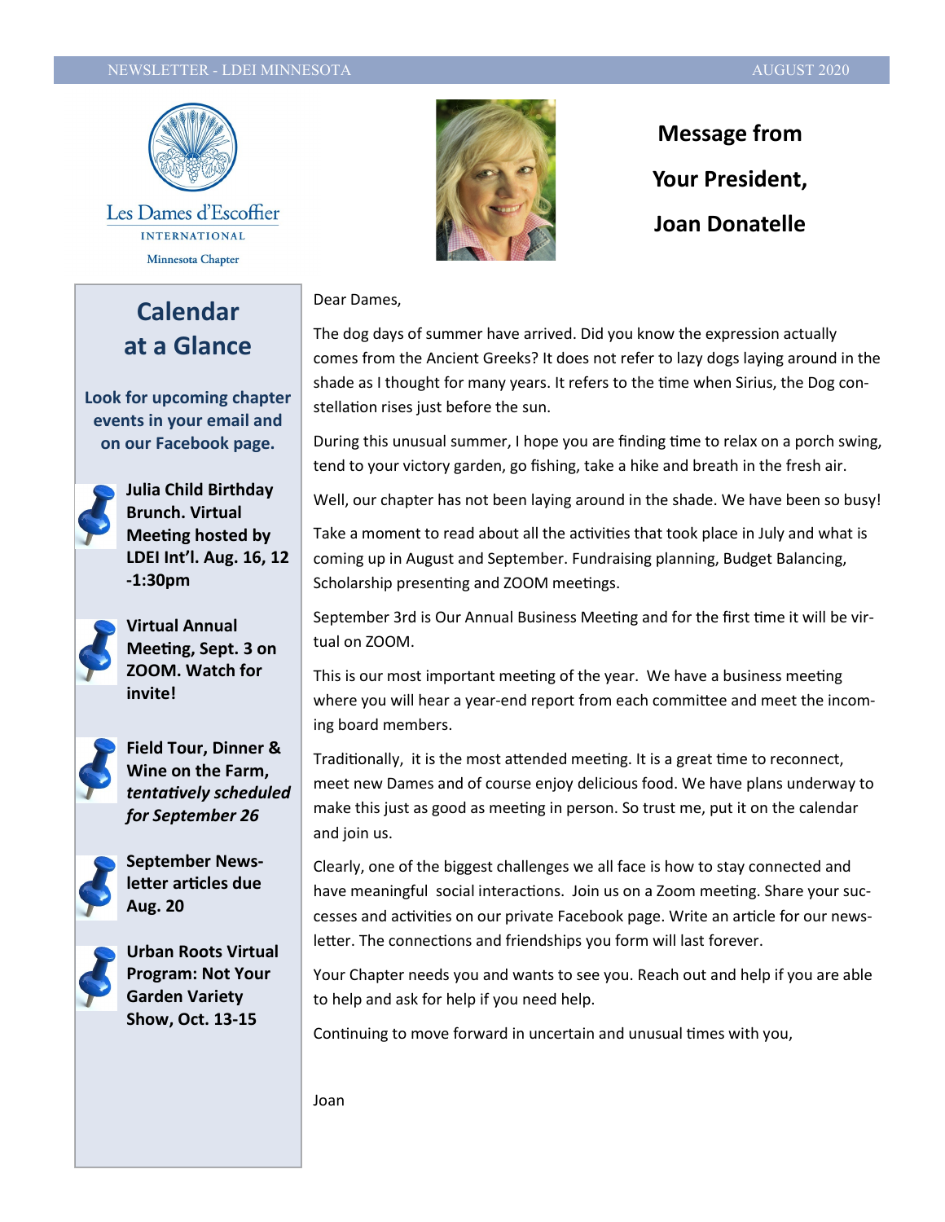Les Dames d'Escoffier

INTERNATIONAL

Minnesota Chapter

# Message from Your President, Joan Donatelle

## Calendar at a Glance

**Look for upcoming chapter events in your email and on our Facebook page.**

- **Julia Child Birthday Brunch. Virtual Meeting hosted by LDEI Int'l. Aug. 16, 12-1:30pm**
- **Virtual Annual Meeting, Sept. 3 on ZOOM. Watch for invite!**
- **Field Tour, Dinner & Wine on the Farm,** ***tentatively scheduled for September 26***
- **September Newsletter articles due Aug. 20**
- **Urban Roots Virtual Program: Not Your Garden Variety Show, Oct. 13-15**

Dear Dames,

The dog days of summer have arrived. Did you know the expression actually comes from the Ancient Greeks? It does not refer to lazy dogs laying around in the shade as I thought for many years. It refers to the time when Sirius, the Dog constellation rises just before the sun.

During this unusual summer, I hope you are finding time to relax on a porch swing, tend to your victory garden, go fishing, take a hike and breath in the fresh air.

Well, our chapter has not been laying around in the shade. We have been so busy!

Take a moment to read about all the activities that took place in July and what is coming up in August and September. Fundraising planning, Budget Balancing, Scholarship presenting and ZOOM meetings.

September 3rd is Our Annual Business Meeting and for the first time it will be virtual on ZOOM.

This is our most important meeting of the year. We have a business meeting where you will hear a year-end report from each committee and meet the incoming board members.

Traditionally, it is the most attended meeting. It is a great time to reconnect, meet new Dames and of course enjoy delicious food. We have plans underway to make this just as good as meeting in person. So trust me, put it on the calendar and join us.

Clearly, one of the biggest challenges we all face is how to stay connected and have meaningful social interactions. Join us on a Zoom meeting. Share your successes and activities on our private Facebook page. Write an article for our newsletter. The connections and friendships you form will last forever.

Your Chapter needs you and wants to see you. Reach out and help if you are able to help and ask for help if you need help.

Continuing to move forward in uncertain and unusual times with you,

Joan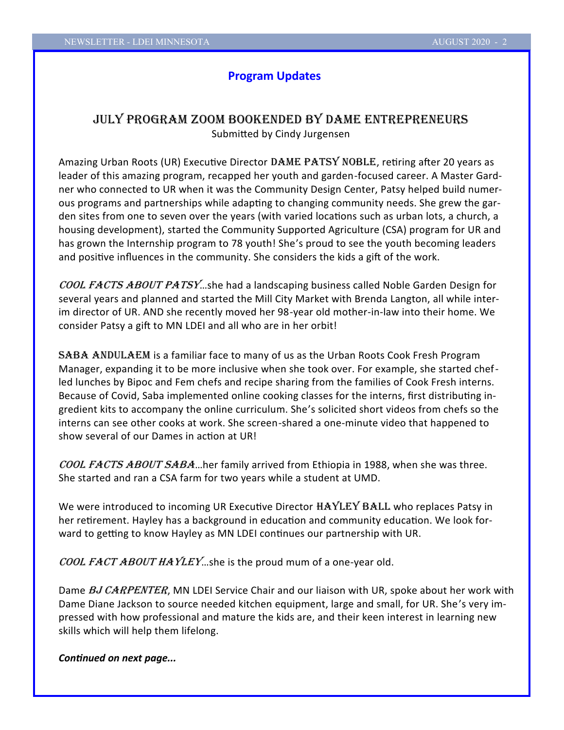## Program Updates

### JULY PROGRAM ZOOM BOOKENDED BY DAME ENTREPRENEURS

Submitted by Cindy Jurgensen

Amazing Urban Roots (UR) Executive Director **DAME PATSY NOBLE**, retiring after 20 years as leader of this amazing program, recapped her youth and garden-focused career. A Master Gardner who connected to UR when it was the Community Design Center, Patsy helped build numerous programs and partnerships while adapting to changing community needs. She grew the garden sites from one to seven over the years (with varied locations such as urban lots, a church, a housing development), started the Community Supported Agriculture (CSA) program for UR and has grown the Internship program to 78 youth! She's proud to see the youth becoming leaders and positive influences in the community. She considers the kids a gift of the work.

***COOL FACTS ABOUT PATSY***…she had a landscaping business called Noble Garden Design for several years and planned and started the Mill City Market with Brenda Langton, all while interim director of UR. AND she recently moved her 98-year old mother-in-law into their home. We consider Patsy a gift to MN LDEI and all who are in her orbit!

**SABA ANDULAEM** is a familiar face to many of us as the Urban Roots Cook Fresh Program Manager, expanding it to be more inclusive when she took over. For example, she started chef-led lunches by Bipoc and Fem chefs and recipe sharing from the families of Cook Fresh interns. Because of Covid, Saba implemented online cooking classes for the interns, first distributing ingredient kits to accompany the online curriculum. She's solicited short videos from chefs so the interns can see other cooks at work. She screen-shared a one-minute video that happened to show several of our Dames in action at UR!

***COOL FACTS ABOUT SABA***…her family arrived from Ethiopia in 1988, when she was three. She started and ran a CSA farm for two years while a student at UMD.

We were introduced to incoming UR Executive Director **HAYLEY BALL** who replaces Patsy in her retirement. Hayley has a background in education and community education. We look forward to getting to know Hayley as MN LDEI continues our partnership with UR.

***COOL FACT ABOUT HAYLEY***…she is the proud mum of a one-year old.

Dame ***BJ CARPENTER***, MN LDEI Service Chair and our liaison with UR, spoke about her work with Dame Diane Jackson to source needed kitchen equipment, large and small, for UR. She's very impressed with how professional and mature the kids are, and their keen interest in learning new skills which will help them lifelong.

***Continued on next page...***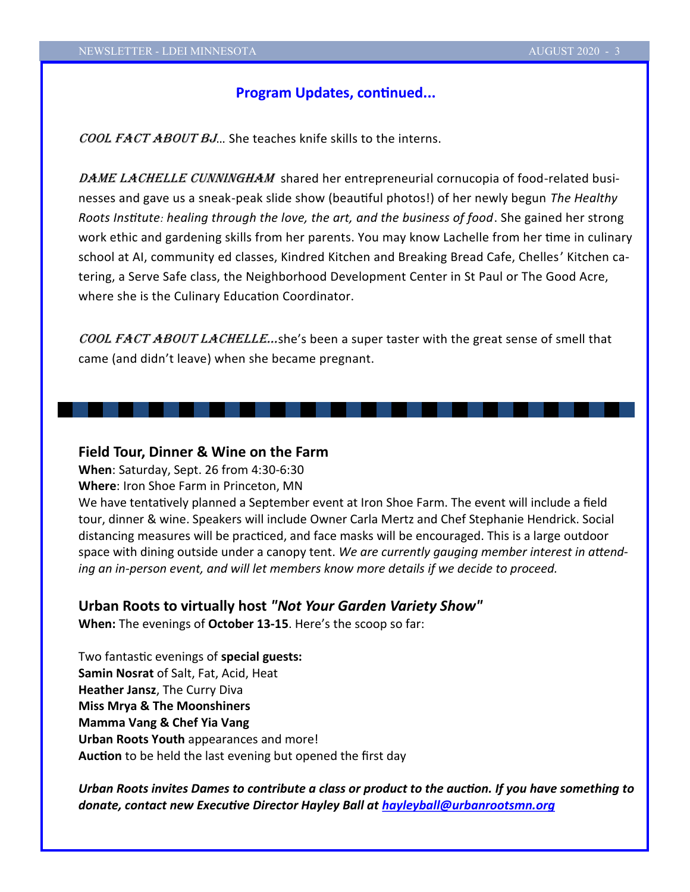## Program Updates, continued...

*COOL FACT ABOUT BJ*… She teaches knife skills to the interns.

*DAME LACHELLE CUNNINGHAM* shared her entrepreneurial cornucopia of food-related businesses and gave us a sneak-peak slide show (beautiful photos!) of her newly begun *The Healthy Roots Institute: healing through the love, the art, and the business of food*. She gained her strong work ethic and gardening skills from her parents. You may know Lachelle from her time in culinary school at AI, community ed classes, Kindred Kitchen and Breaking Bread Cafe, Chelles' Kitchen catering, a Serve Safe class, the Neighborhood Development Center in St Paul or The Good Acre, where she is the Culinary Education Coordinator.

*COOL FACT ABOUT LACHELLE…*she's been a super taster with the great sense of smell that came (and didn't leave) when she became pregnant.

---

### Field Tour, Dinner & Wine on the Farm

**When**: Saturday, Sept. 26 from 4:30-6:30
**Where**: Iron Shoe Farm in Princeton, MN
We have tentatively planned a September event at Iron Shoe Farm. The event will include a field tour, dinner & wine. Speakers will include Owner Carla Mertz and Chef Stephanie Hendrick. Social distancing measures will be practiced, and face masks will be encouraged. This is a large outdoor space with dining outside under a canopy tent. *We are currently gauging member interest in attending an in-person event, and will let members know more details if we decide to proceed.*

### Urban Roots to virtually host *"Not Your Garden Variety Show"*

**When:** The evenings of **October 13-15**. Here's the scoop so far:

Two fantastic evenings of **special guests:**
**Samin Nosrat** of Salt, Fat, Acid, Heat
**Heather Jansz**, The Curry Diva
**Miss Mrya & The Moonshiners**
**Mamma Vang & Chef Yia Vang**
**Urban Roots Youth** appearances and more!
**Auction** to be held the last evening but opened the first day

***Urban Roots invites Dames to contribute a class or product to the auction. If you have something to donate, contact new Executive Director Hayley Ball at hayleyball@urbanrootsmn.org***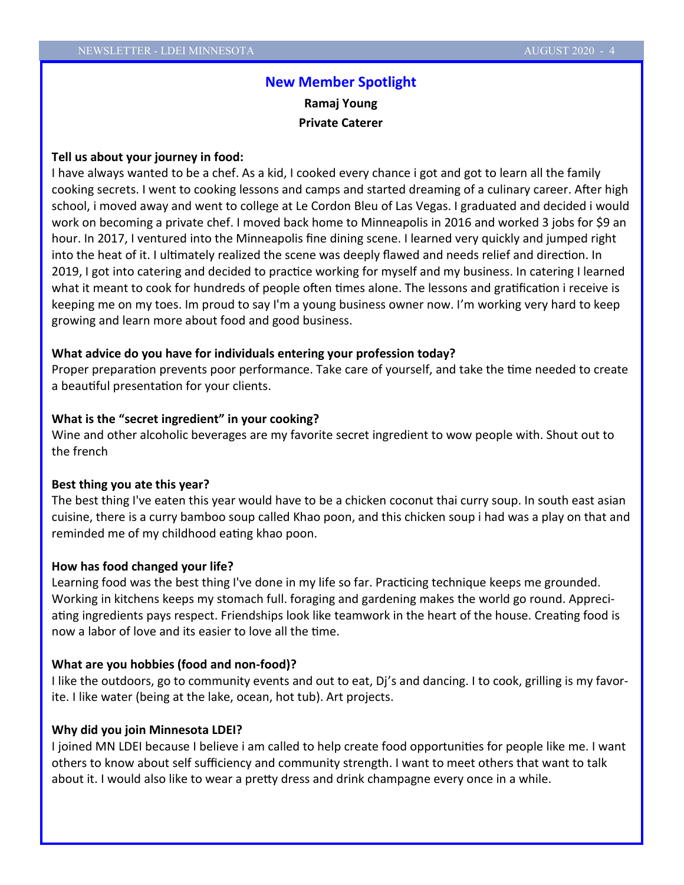## New Member Spotlight

**Ramaj Young**

**Private Caterer**

**Tell us about your journey in food:**

I have always wanted to be a chef. As a kid, I cooked every chance i got and got to learn all the family cooking secrets. I went to cooking lessons and camps and started dreaming of a culinary career. After high school, i moved away and went to college at Le Cordon Bleu of Las Vegas. I graduated and decided i would work on becoming a private chef. I moved back home to Minneapolis in 2016 and worked 3 jobs for $9 an hour. In 2017, I ventured into the Minneapolis fine dining scene. I learned very quickly and jumped right into the heat of it. I ultimately realized the scene was deeply flawed and needs relief and direction. In 2019, I got into catering and decided to practice working for myself and my business. In catering I learned what it meant to cook for hundreds of people often times alone. The lessons and gratification i receive is keeping me on my toes. Im proud to say I'm a young business owner now. I'm working very hard to keep growing and learn more about food and good business.

**What advice do you have for individuals entering your profession today?**

Proper preparation prevents poor performance. Take care of yourself, and take the time needed to create a beautiful presentation for your clients.

**What is the "secret ingredient" in your cooking?**

Wine and other alcoholic beverages are my favorite secret ingredient to wow people with. Shout out to the french

**Best thing you ate this year?**

The best thing I've eaten this year would have to be a chicken coconut thai curry soup. In south east asian cuisine, there is a curry bamboo soup called Khao poon, and this chicken soup i had was a play on that and reminded me of my childhood eating khao poon.

**How has food changed your life?**

Learning food was the best thing I've done in my life so far. Practicing technique keeps me grounded. Working in kitchens keeps my stomach full. foraging and gardening makes the world go round. Appreciating ingredients pays respect. Friendships look like teamwork in the heart of the house. Creating food is now a labor of love and its easier to love all the time.

**What are you hobbies (food and non-food)?**

I like the outdoors, go to community events and out to eat, Dj's and dancing. I to cook, grilling is my favorite. I like water (being at the lake, ocean, hot tub). Art projects.

**Why did you join Minnesota LDEI?**

I joined MN LDEI because I believe i am called to help create food opportunities for people like me. I want others to know about self sufficiency and community strength. I want to meet others that want to talk about it. I would also like to wear a pretty dress and drink champagne every once in a while.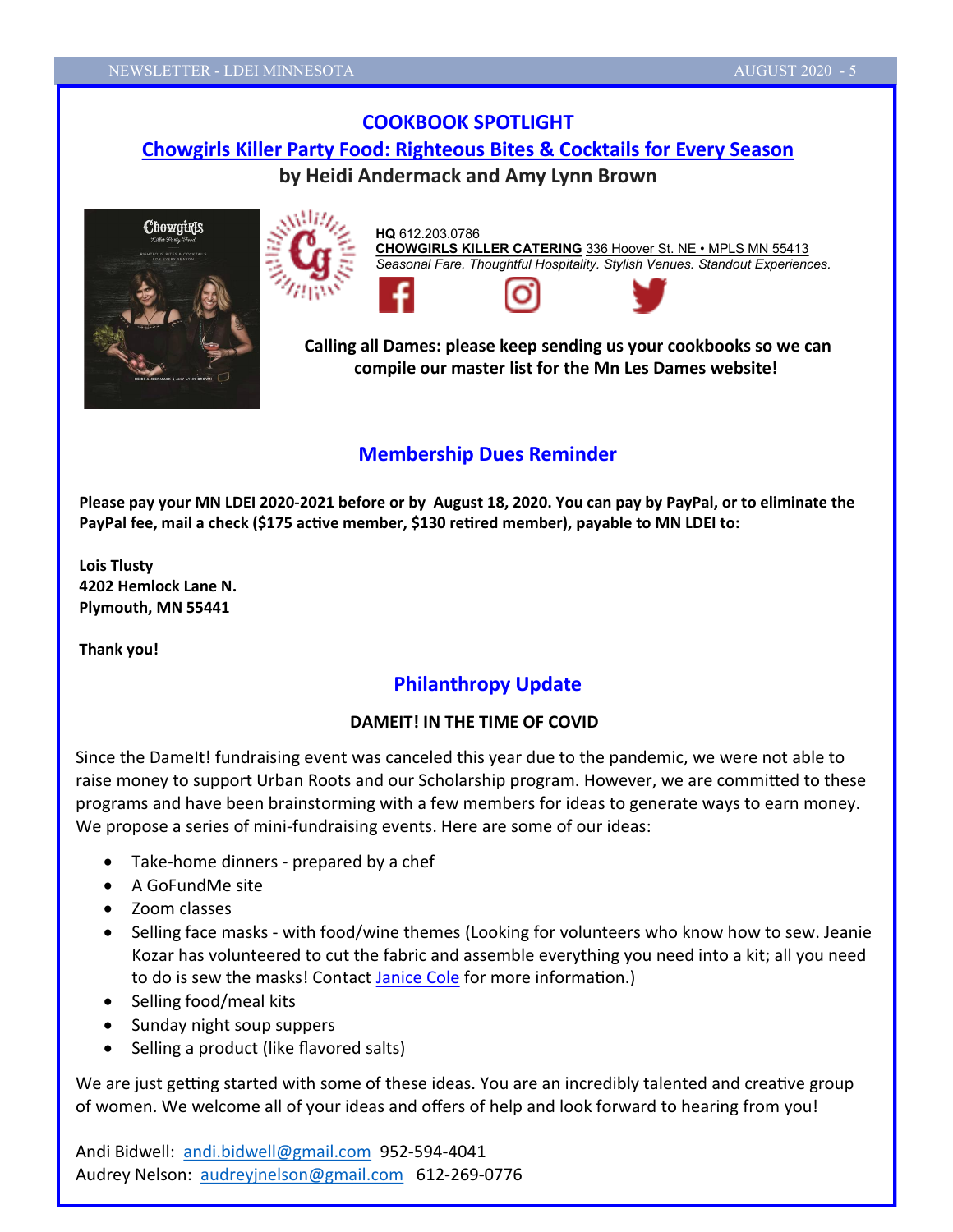## COOKBOOK SPOTLIGHT

### Chowgirls Killer Party Food: Righteous Bites & Cocktails for Every Season

**by Heidi Andermack and Amy Lynn Brown**

**HQ** 612.203.0786
**CHOWGIRLS KILLER CATERING** 336 Hoover St. NE • MPLS MN 55413
*Seasonal Fare. Thoughtful Hospitality. Stylish Venues. Standout Experiences.*

**Calling all Dames: please keep sending us your cookbooks so we can compile our master list for the Mn Les Dames website!**

## Membership Dues Reminder

**Please pay your MN LDEI 2020-2021 before or by August 18, 2020. You can pay by PayPal, or to eliminate the PayPal fee, mail a check ($175 active member, $130 retired member), payable to MN LDEI to:**

**Lois Tlusty**
**4202 Hemlock Lane N.**
**Plymouth, MN 55441**

**Thank you!**

## Philanthropy Update

**DAMEIT! IN THE TIME OF COVID**

Since the DameIt! fundraising event was canceled this year due to the pandemic, we were not able to raise money to support Urban Roots and our Scholarship program. However, we are committed to these programs and have been brainstorming with a few members for ideas to generate ways to earn money. We propose a series of mini-fundraising events. Here are some of our ideas:

- Take-home dinners - prepared by a chef
- A GoFundMe site
- Zoom classes
- Selling face masks - with food/wine themes (Looking for volunteers who know how to sew. Jeanie Kozar has volunteered to cut the fabric and assemble everything you need into a kit; all you need to do is sew the masks! Contact Janice Cole for more information.)
- Selling food/meal kits
- Sunday night soup suppers
- Selling a product (like flavored salts)

We are just getting started with some of these ideas. You are an incredibly talented and creative group of women. We welcome all of your ideas and offers of help and look forward to hearing from you!

Andi Bidwell: andi.bidwell@gmail.com 952-594-4041
Audrey Nelson: audreyjnelson@gmail.com 612-269-0776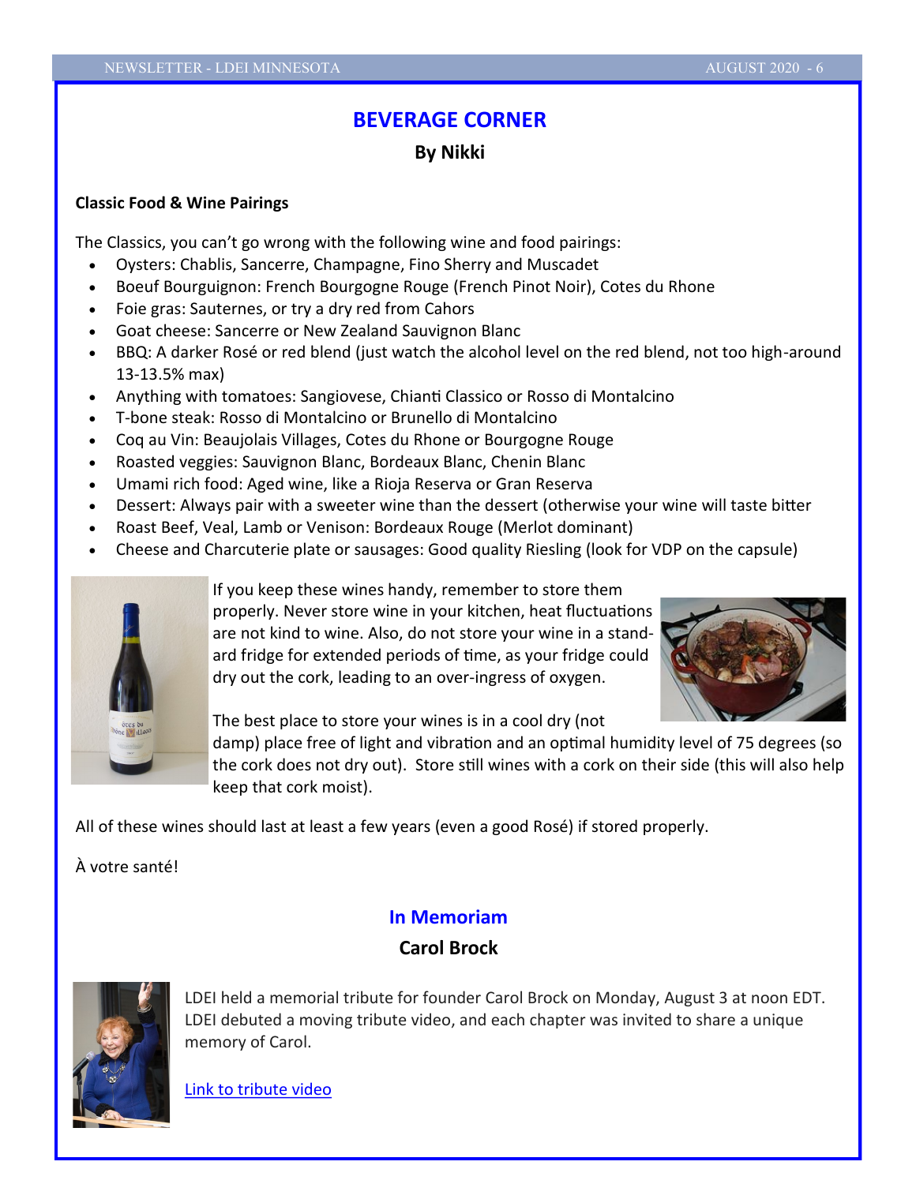## BEVERAGE CORNER

**By Nikki**

**Classic Food & Wine Pairings**

The Classics, you can't go wrong with the following wine and food pairings:

- Oysters: Chablis, Sancerre, Champagne, Fino Sherry and Muscadet
- Boeuf Bourguignon: French Bourgogne Rouge (French Pinot Noir), Cotes du Rhone
- Foie gras: Sauternes, or try a dry red from Cahors
- Goat cheese: Sancerre or New Zealand Sauvignon Blanc
- BBQ: A darker Rosé or red blend (just watch the alcohol level on the red blend, not too high-around 13-13.5% max)
- Anything with tomatoes: Sangiovese, Chianti Classico or Rosso di Montalcino
- T-bone steak: Rosso di Montalcino or Brunello di Montalcino
- Coq au Vin: Beaujolais Villages, Cotes du Rhone or Bourgogne Rouge
- Roasted veggies: Sauvignon Blanc, Bordeaux Blanc, Chenin Blanc
- Umami rich food: Aged wine, like a Rioja Reserva or Gran Reserva
- Dessert: Always pair with a sweeter wine than the dessert (otherwise your wine will taste bitter
- Roast Beef, Veal, Lamb or Venison: Bordeaux Rouge (Merlot dominant)
- Cheese and Charcuterie plate or sausages: Good quality Riesling (look for VDP on the capsule)

If you keep these wines handy, remember to store them properly. Never store wine in your kitchen, heat fluctuations are not kind to wine. Also, do not store your wine in a standard fridge for extended periods of time, as your fridge could dry out the cork, leading to an over-ingress of oxygen.

The best place to store your wines is in a cool dry (not damp) place free of light and vibration and an optimal humidity level of 75 degrees (so the cork does not dry out). Store still wines with a cork on their side (this will also help keep that cork moist).

All of these wines should last at least a few years (even a good Rosé) if stored properly.

À votre santé!

## In Memoriam

**Carol Brock**

LDEI held a memorial tribute for founder Carol Brock on Monday, August 3 at noon EDT. LDEI debuted a moving tribute video, and each chapter was invited to share a unique memory of Carol.

Link to tribute video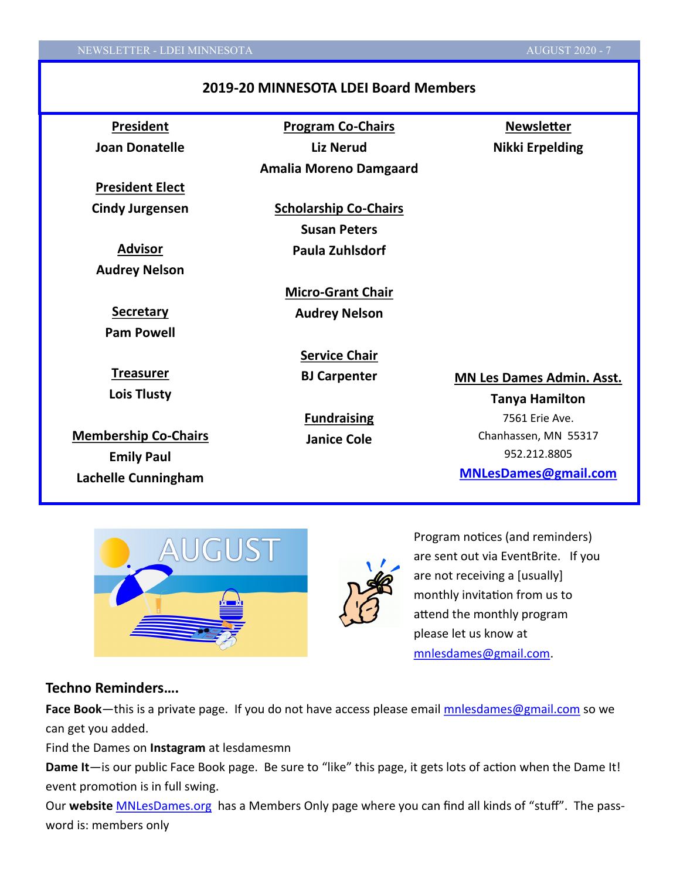## 2019-20 MINNESOTA LDEI Board Members

**President**
Joan Donatelle

**President Elect**
Cindy Jurgensen

**Advisor**
Audrey Nelson

**Secretary**
Pam Powell

**Treasurer**
Lois Tlusty

**Membership Co-Chairs**
Emily Paul
Lachelle Cunningham

**Program Co-Chairs**
Liz Nerud
Amalia Moreno Damgaard

**Scholarship Co-Chairs**
Susan Peters
Paula Zuhlsdorf

**Micro-Grant Chair**
Audrey Nelson

**Service Chair**
BJ Carpenter

**Fundraising**
Janice Cole

**Newsletter**
Nikki Erpelding

**MN Les Dames Admin. Asst.**
**Tanya Hamilton**
7561 Erie Ave.
Chanhassen, MN 55317
952.212.8805
MNLesDames@gmail.com

Program notices (and reminders) are sent out via EventBrite. If you are not receiving a [usually] monthly invitation from us to attend the monthly program please let us know at mnlesdames@gmail.com.

### Techno Reminders….

**Face Book**—this is a private page. If you do not have access please email mnlesdames@gmail.com so we can get you added.

Find the Dames on **Instagram** at lesdamesmn

**Dame It**—is our public Face Book page. Be sure to "like" this page, it gets lots of action when the Dame It! event promotion is in full swing.

Our **website** MNLesDames.org has a Members Only page where you can find all kinds of "stuff". The password is: members only